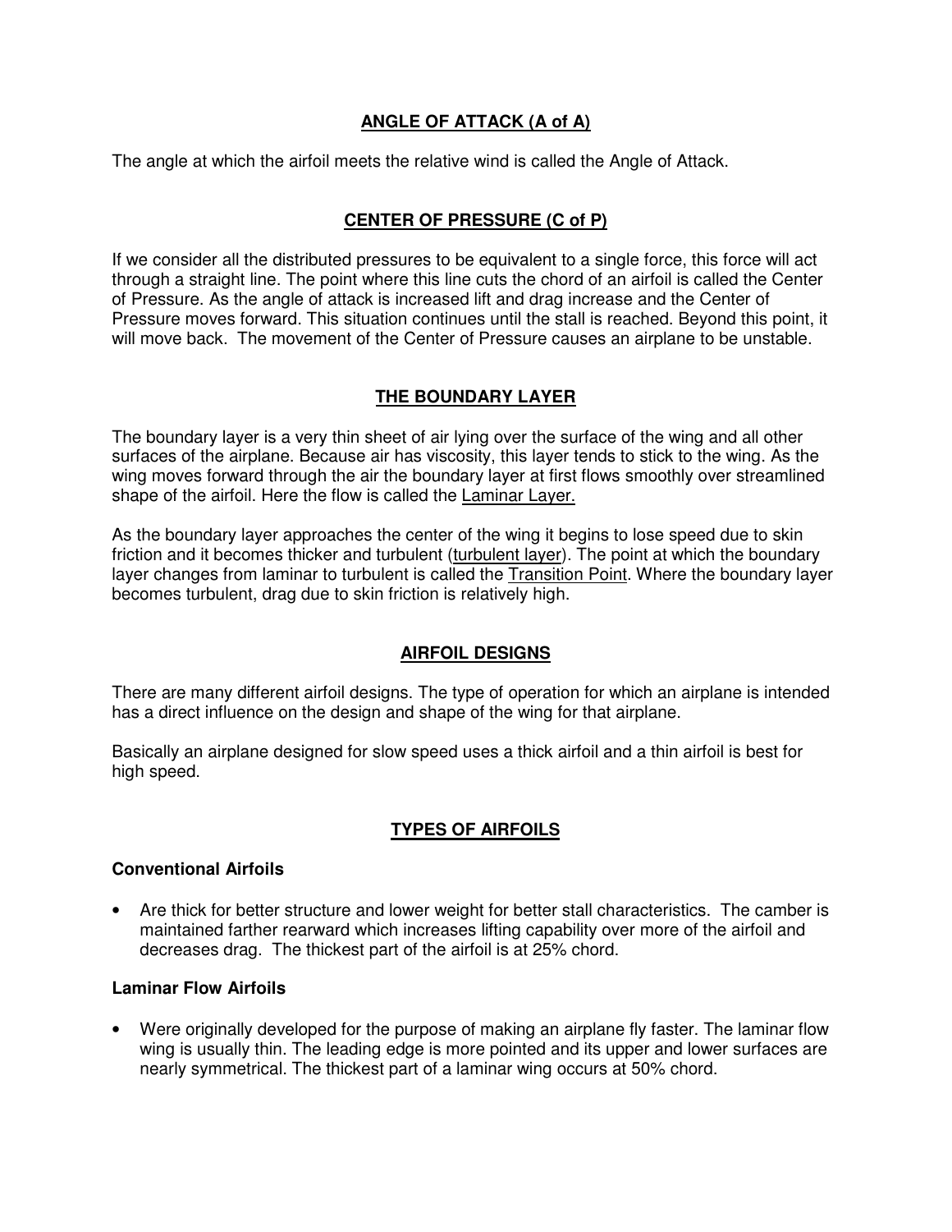## ANGLE OF ATTACK (A of A)

The angle at which the airfoil meets the relative wind is called the Angle of Attack.

## CENTER OF PRESSURE (C of P)

If we consider all the distributed pressures to be equivalent to a single force, this force will act through a straight line. The point where this line cuts the chord of an airfoil is called the Center of Pressure. As the angle of attack is increased lift and drag increase and the Center of Pressure moves forward. This situation continues until the stall is reached. Beyond this point, it will move back. The movement of the Center of Pressure causes an airplane to be unstable.

## THE BOUNDARY LAYER

The boundary layer is a very thin sheet of air lying over the surface of the wing and all other surfaces of the airplane. Because air has viscosity, this layer tends to stick to the wing. As the wing moves forward through the air the boundary layer at first flows smoothly over streamlined shape of the airfoil. Here the flow is called the Laminar Layer.

As the boundary layer approaches the center of the wing it begins to lose speed due to skin friction and it becomes thicker and turbulent (turbulent layer). The point at which the boundary layer changes from laminar to turbulent is called the Transition Point. Where the boundary layer becomes turbulent, drag due to skin friction is relatively high.

## AIRFOIL DESIGNS

There are many different airfoil designs. The type of operation for which an airplane is intended has a direct influence on the design and shape of the wing for that airplane.

Basically an airplane designed for slow speed uses a thick airfoil and a thin airfoil is best for high speed.

## TYPES OF AIRFOILS

### Conventional Airfoils

- Are thick for better structure and lower weight for better stall characteristics. The camber is maintained farther rearward which increases lifting capability over more of the airfoil and decreases drag. The thickest part of the airfoil is at 25% chord.

### Laminar Flow Airfoils

- Were originally developed for the purpose of making an airplane fly faster. The laminar flow wing is usually thin. The leading edge is more pointed and its upper and lower surfaces are nearly symmetrical. The thickest part of a laminar wing occurs at 50% chord.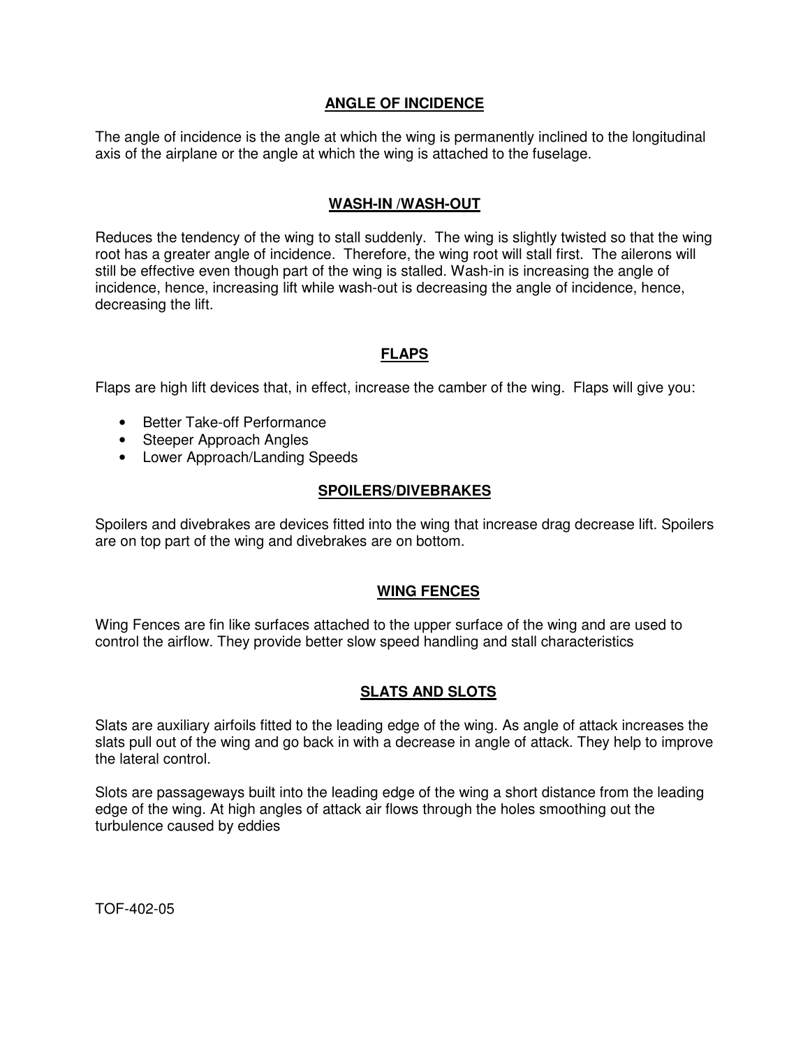## ANGLE OF INCIDENCE

The angle of incidence is the angle at which the wing is permanently inclined to the longitudinal axis of the airplane or the angle at which the wing is attached to the fuselage.

## WASH-IN /WASH-OUT

Reduces the tendency of the wing to stall suddenly. The wing is slightly twisted so that the wing root has a greater angle of incidence. Therefore, the wing root will stall first. The ailerons will still be effective even though part of the wing is stalled. Wash-in is increasing the angle of incidence, hence, increasing lift while wash-out is decreasing the angle of incidence, hence, decreasing the lift.

## FLAPS

Flaps are high lift devices that, in effect, increase the camber of the wing. Flaps will give you:

- Better Take-off Performance
- Steeper Approach Angles
- Lower Approach/Landing Speeds

## SPOILERS/DIVEBRAKES

Spoilers and divebrakes are devices fitted into the wing that increase drag decrease lift. Spoilers are on top part of the wing and divebrakes are on bottom.

## WING FENCES

Wing Fences are fin like surfaces attached to the upper surface of the wing and are used to control the airflow. They provide better slow speed handling and stall characteristics

## SLATS AND SLOTS

Slats are auxiliary airfoils fitted to the leading edge of the wing. As angle of attack increases the slats pull out of the wing and go back in with a decrease in angle of attack. They help to improve the lateral control.

Slots are passageways built into the leading edge of the wing a short distance from the leading edge of the wing. At high angles of attack air flows through the holes smoothing out the turbulence caused by eddies

TOF-402-05